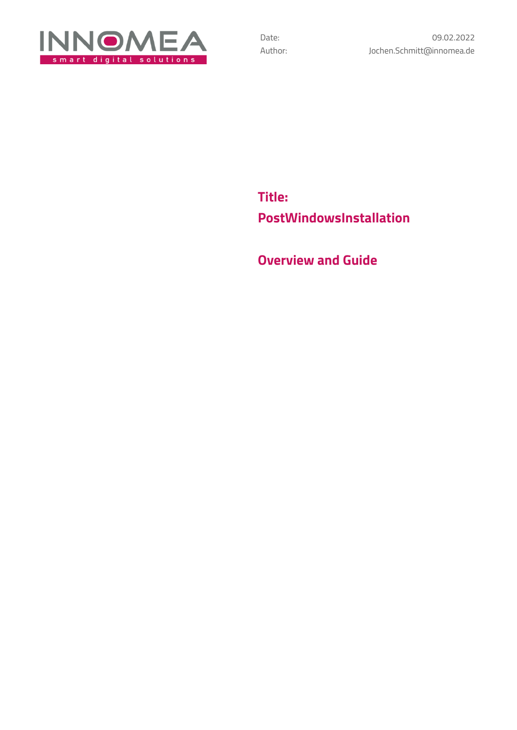INNOMEA
smart digital solutions

Date: 09.02.2022
Author: Jochen.Schmitt@innomea.de

# Title:
# PostWindowsInstallation

## Overview and Guide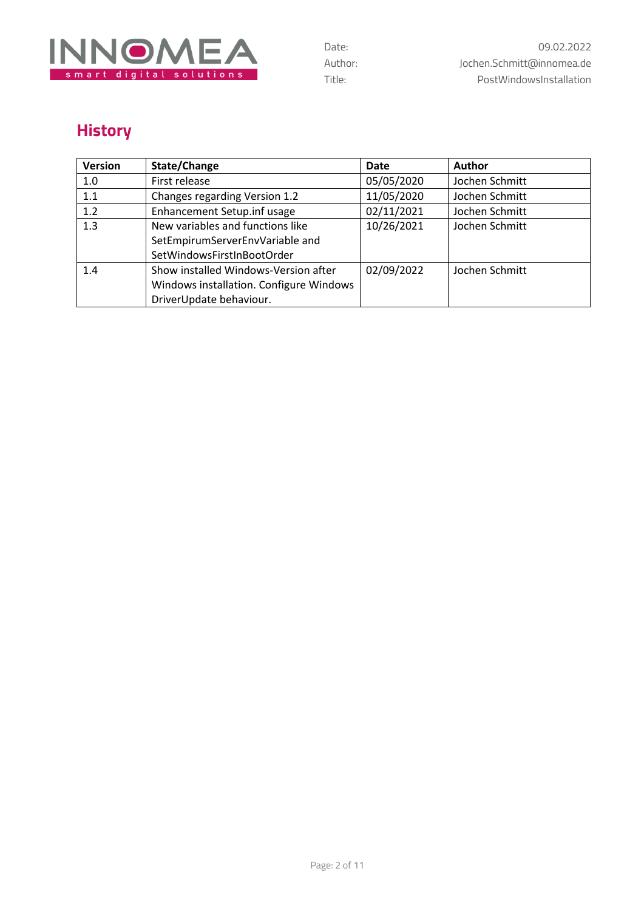## History

| Version | State/Change | Date | Author |
| --- | --- | --- | --- |
| 1.0 | First release | 05/05/2020 | Jochen Schmitt |
| 1.1 | Changes regarding Version 1.2 | 11/05/2020 | Jochen Schmitt |
| 1.2 | Enhancement Setup.inf usage | 02/11/2021 | Jochen Schmitt |
| 1.3 | New variables and functions like SetEmpirumServerEnvVariable and SetWindowsFirstInBootOrder | 10/26/2021 | Jochen Schmitt |
| 1.4 | Show installed Windows-Version after Windows installation. Configure Windows DriverUpdate behaviour. | 02/09/2022 | Jochen Schmitt |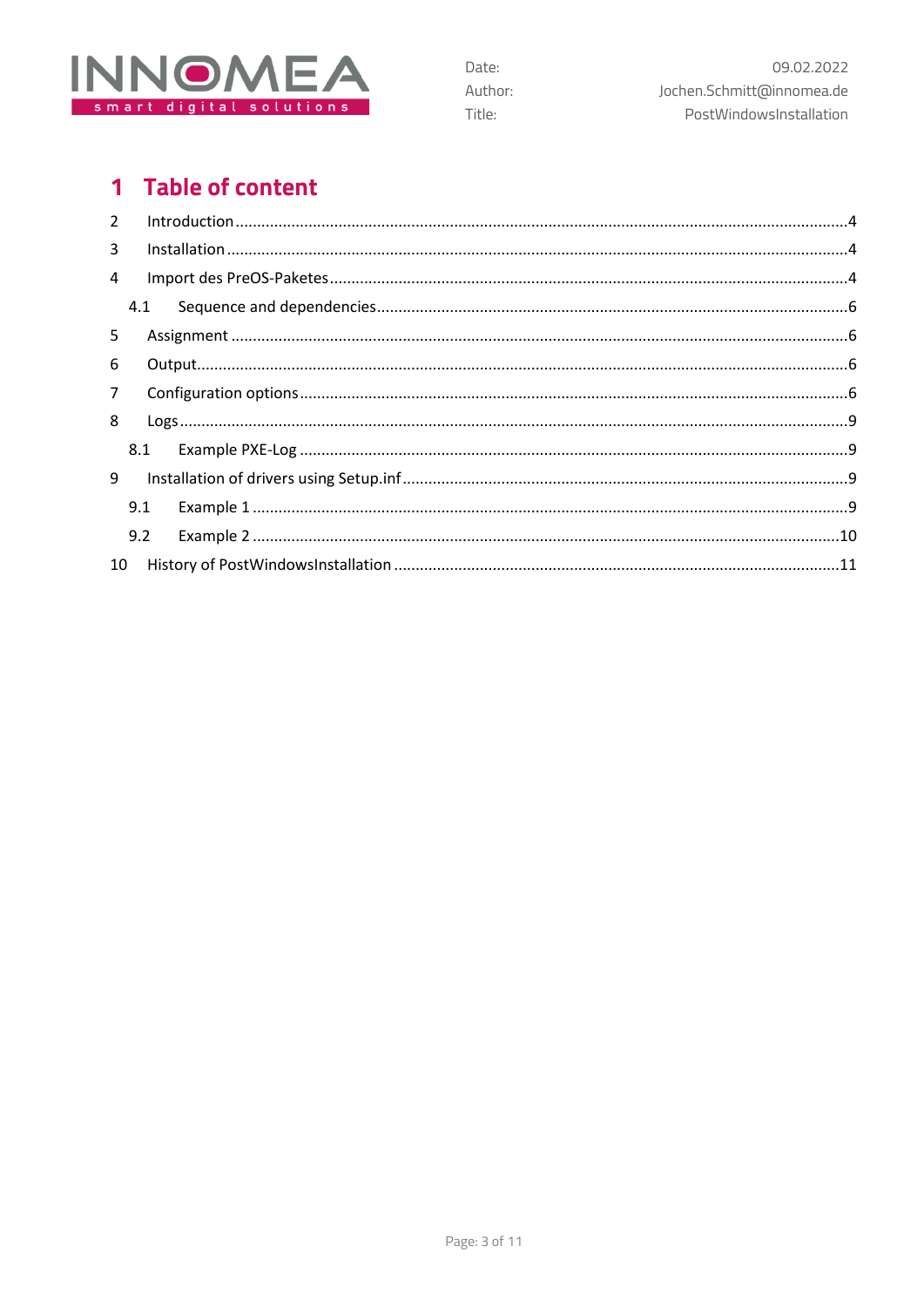# 1 Table of content

| | | |
|---|---|---|
| 2 | Introduction | 4 |
| 3 | Installation | 4 |
| 4 | Import des PreOS-Paketes | 4 |
| 4.1 | Sequence and dependencies | 6 |
| 5 | Assignment | 6 |
| 6 | Output | 6 |
| 7 | Configuration options | 6 |
| 8 | Logs | 9 |
| 8.1 | Example PXE-Log | 9 |
| 9 | Installation of drivers using Setup.inf | 9 |
| 9.1 | Example 1 | 9 |
| 9.2 | Example 2 | 10 |
| 10 | History of PostWindowsInstallation | 11 |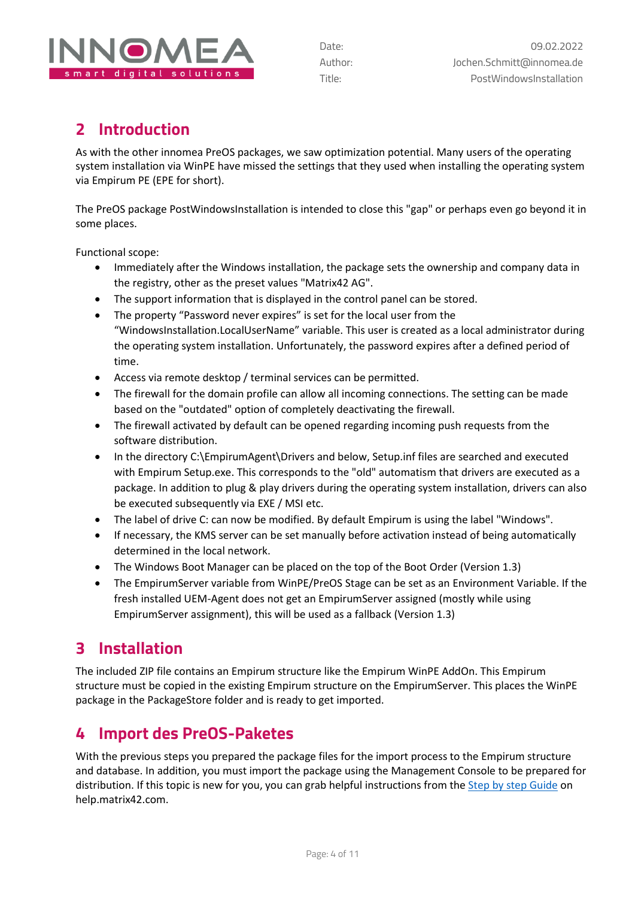## 2 Introduction

As with the other innomea PreOS packages, we saw optimization potential. Many users of the operating system installation via WinPE have missed the settings that they used when installing the operating system via Empirum PE (EPE for short).

The PreOS package PostWindowsInstallation is intended to close this "gap" or perhaps even go beyond it in some places.

Functional scope:

- Immediately after the Windows installation, the package sets the ownership and company data in the registry, other as the preset values "Matrix42 AG".
- The support information that is displayed in the control panel can be stored.
- The property “Password never expires” is set for the local user from the “WindowsInstallation.LocalUserName” variable. This user is created as a local administrator during the operating system installation. Unfortunately, the password expires after a defined period of time.
- Access via remote desktop / terminal services can be permitted.
- The firewall for the domain profile can allow all incoming connections. The setting can be made based on the "outdated" option of completely deactivating the firewall.
- The firewall activated by default can be opened regarding incoming push requests from the software distribution.
- In the directory C:\EmpirumAgent\Drivers and below, Setup.inf files are searched and executed with Empirum Setup.exe. This corresponds to the "old" automatism that drivers are executed as a package. In addition to plug & play drivers during the operating system installation, drivers can also be executed subsequently via EXE / MSI etc.
- The label of drive C: can now be modified. By default Empirum is using the label "Windows".
- If necessary, the KMS server can be set manually before activation instead of being automatically determined in the local network.
- The Windows Boot Manager can be placed on the top of the Boot Order (Version 1.3)
- The EmpirumServer variable from WinPE/PreOS Stage can be set as an Environment Variable. If the fresh installed UEM-Agent does not get an EmpirumServer assigned (mostly while using EmpirumServer assignment), this will be used as a fallback (Version 1.3)

## 3 Installation

The included ZIP file contains an Empirum structure like the Empirum WinPE AddOn. This Empirum structure must be copied in the existing Empirum structure on the EmpirumServer. This places the WinPE package in the PackageStore folder and is ready to get imported.

## 4 Import des PreOS-Paketes

With the previous steps you prepared the package files for the import process to the Empirum structure and database. In addition, you must import the package using the Management Console to be prepared for distribution. If this topic is new for you, you can grab helpful instructions from the Step by step Guide on help.matrix42.com.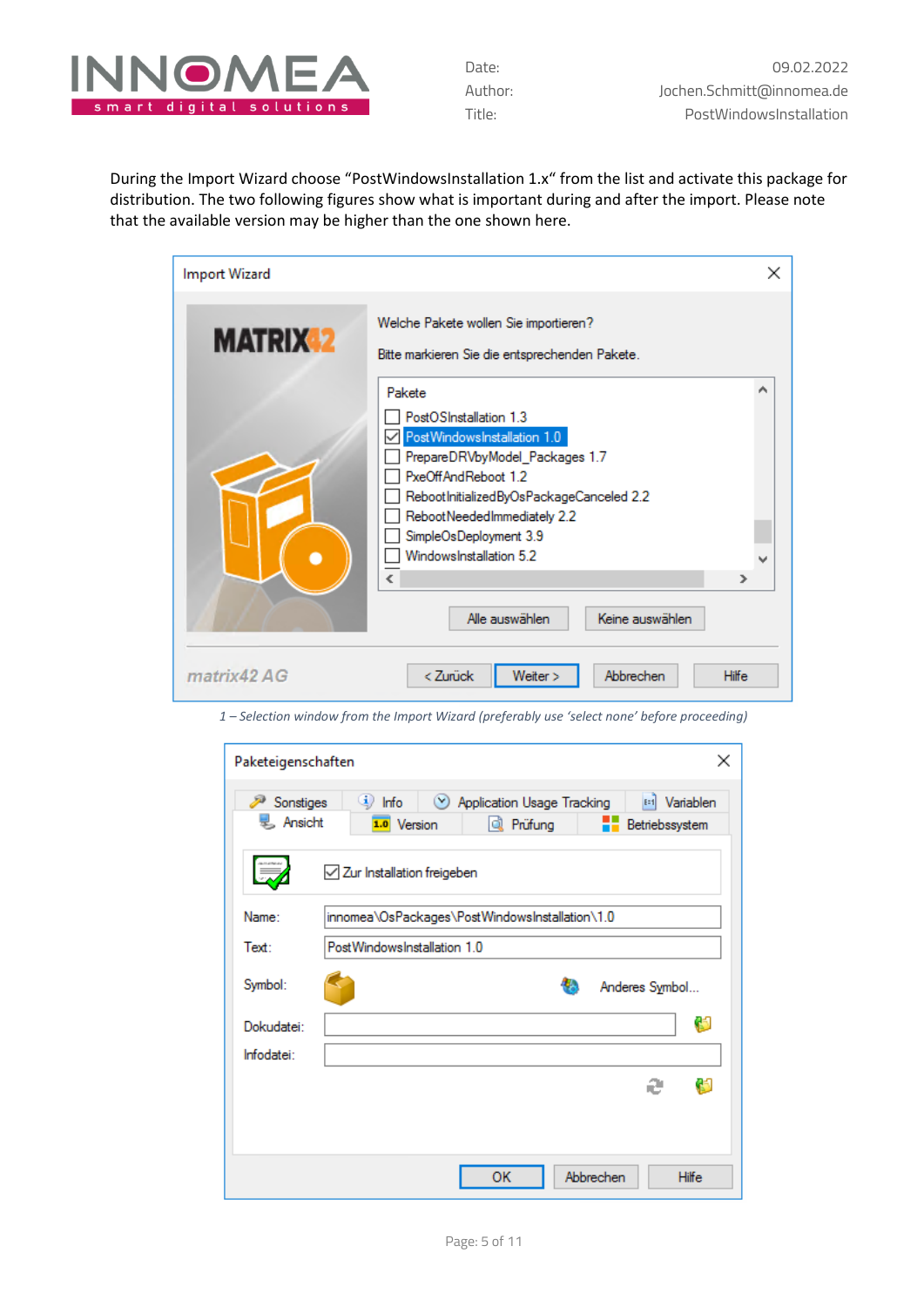During the Import Wizard choose “PostWindowsInstallation 1.x“ from the list and activate this package for distribution. The two following figures show what is important during and after the import. Please note that the available version may be higher than the one shown here.

*1 – Selection window from the Import Wizard (preferably use ‘select none’ before proceeding)*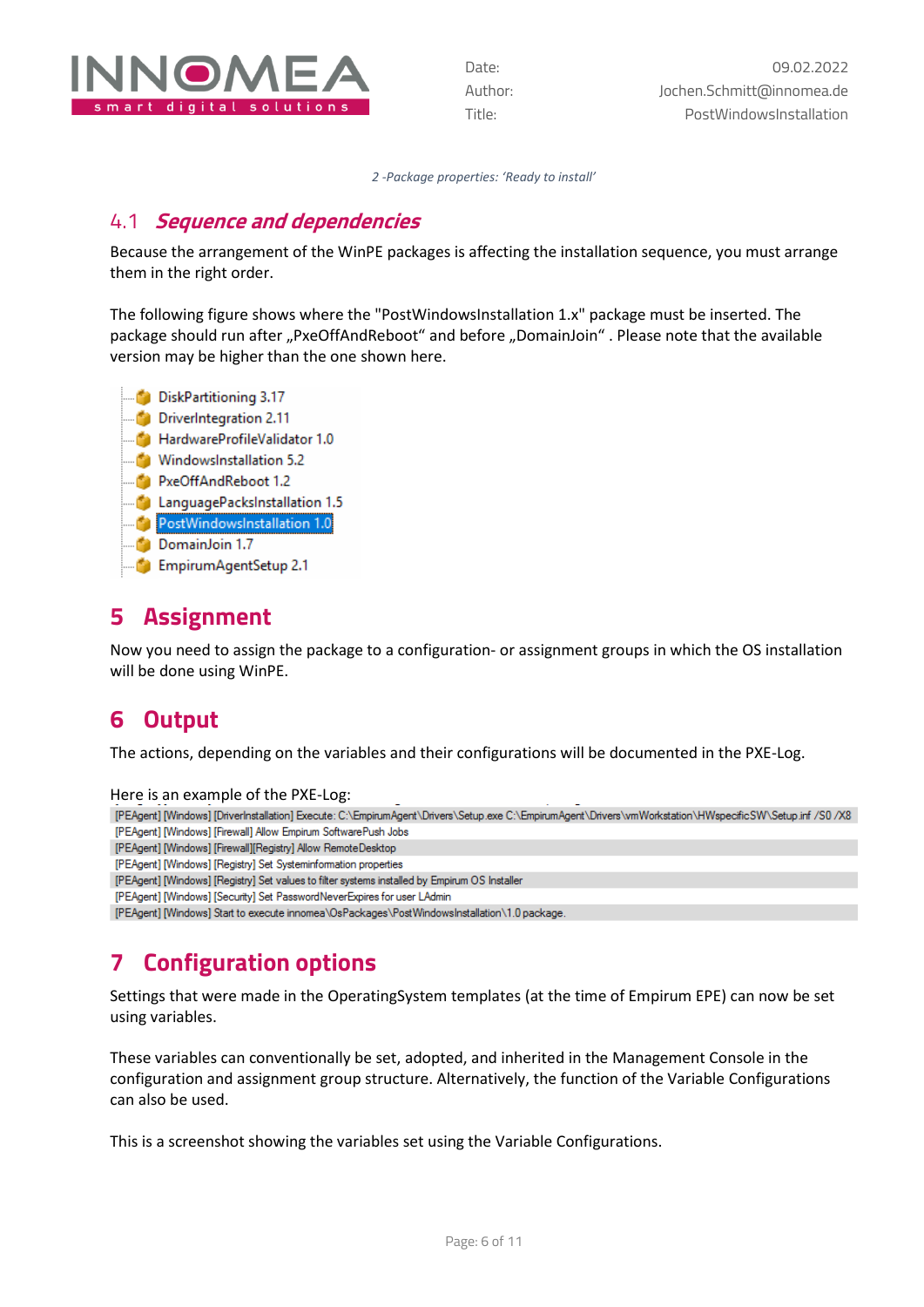*2 -Package properties: 'Ready to install'*

## 4.1 *Sequence and dependencies*

Because the arrangement of the WinPE packages is affecting the installation sequence, you must arrange them in the right order.

The following figure shows where the "PostWindowsInstallation 1.x" package must be inserted. The package should run after „PxeOffAndReboot" and before „DomainJoin" . Please note that the available version may be higher than the one shown here.

- DiskPartitioning 3.17
- DriverIntegration 2.11
- HardwareProfileValidator 1.0
- WindowsInstallation 5.2
- PxeOffAndReboot 1.2
- LanguagePacksInstallation 1.5
- PostWindowsInstallation 1.0
- DomainJoin 1.7
- EmpirumAgentSetup 2.1

# 5 Assignment

Now you need to assign the package to a configuration- or assignment groups in which the OS installation will be done using WinPE.

# 6 Output

The actions, depending on the variables and their configurations will be documented in the PXE-Log.

Here is an example of the PXE-Log:

```
[PEAgent] [Windows] [DriverInstallation] Execute: C:\EmpirumAgent\Drivers\Setup.exe C:\EmpirumAgent\Drivers\vmWorkstation\HWspecificSW\Setup.inf /S0 /X8
[PEAgent] [Windows] [Firewall] Allow Empirum SoftwarePush Jobs
[PEAgent] [Windows] [Firewall][Registry] Allow RemoteDesktop
[PEAgent] [Windows] [Registry] Set Systeminformation properties
[PEAgent] [Windows] [Registry] Set values to filter systems installed by Empirum OS Installer
[PEAgent] [Windows] [Security] Set PasswordNeverExpires for user LAdmin
[PEAgent] [Windows] Start to execute innomea\OsPackages\PostWindowsInstallation\1.0 package.
```

# 7 Configuration options

Settings that were made in the OperatingSystem templates (at the time of Empirum EPE) can now be set using variables.

These variables can conventionally be set, adopted, and inherited in the Management Console in the configuration and assignment group structure. Alternatively, the function of the Variable Configurations can also be used.

This is a screenshot showing the variables set using the Variable Configurations.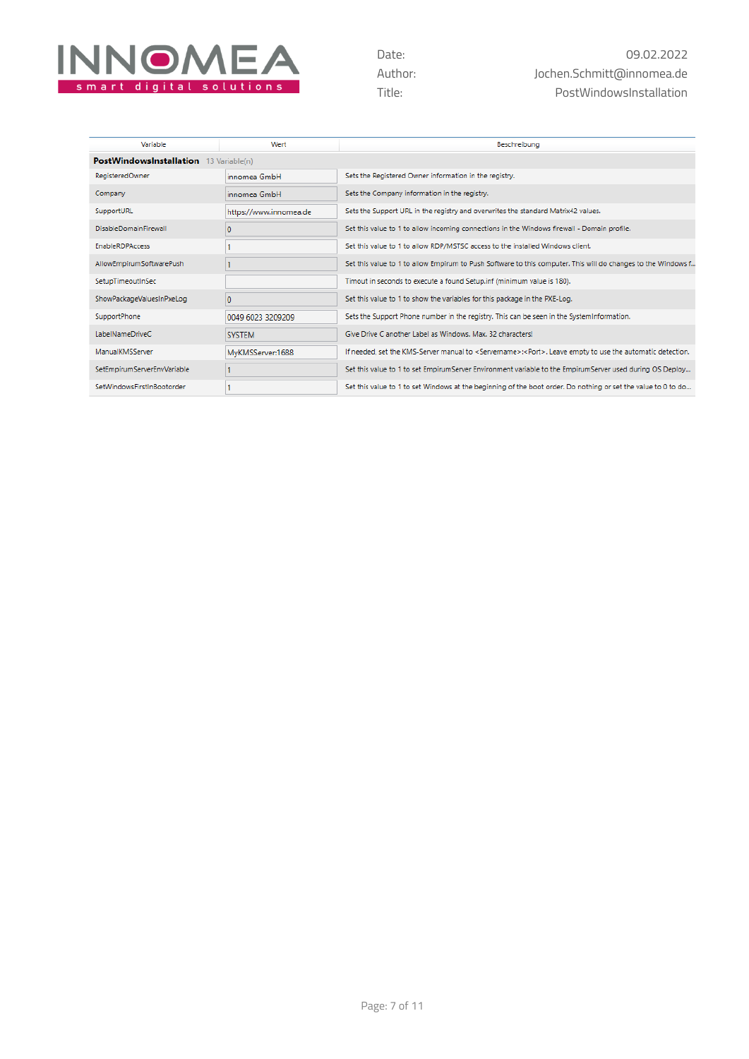| Variable | Wert | Beschreibung |
|---|---|---|
| **PostWindowsInstallation** 13 Variable(n) | | |
| RegisteredOwner | innomea GmbH | Sets the Registered Owner information in the registry. |
| Company | innomea GmbH | Sets the Company information in the registry. |
| SupportURL | https://www.innomea.de | Sets the Support URL in the registry and overwrites the standard Matrix42 values. |
| DisableDomainFirewall | 0 | Set this value to 1 to allow incoming connections in the Windows firewall - Domain profile. |
| EnableRDPAccess | 1 | Set this value to 1 to allow RDP/MSTSC access to the installed Windows client. |
| AllowEmpirumSoftwarePush | 1 | Set this value to 1 to allow Empirum to Push Software to this computer. This will do changes to the Windows f... |
| SetupTimeoutInSec | | Timout in seconds to execute a found Setup.inf (minimum value is 180). |
| ShowPackageValuesInPxeLog | 0 | Set this value to 1 to show the variables for this package in the PXE-Log. |
| SupportPhone | 0049 6023 3209209 | Sets the Support Phone number in the registry. This can be seen in the SystemInformation. |
| LabelNameDriveC | SYSTEM | Give Drive C another Label as Windows. Max. 32 characters! |
| ManualKMSServer | MyKMSServer:1688 | If needed, set the KMS-Server manual to <Servername>:<Port>. Leave empty to use the automatic detection. |
| SetEmpirumServerEnvVariable | 1 | Set this value to 1 to set EmpirumServer Environment variable to the EmpirumServer used during OS Deploy... |
| SetWindowsFirstInBootorder | 1 | Set this value to 1 to set Windows at the beginning of the boot order. Do nothing or set the value to 0 to do... |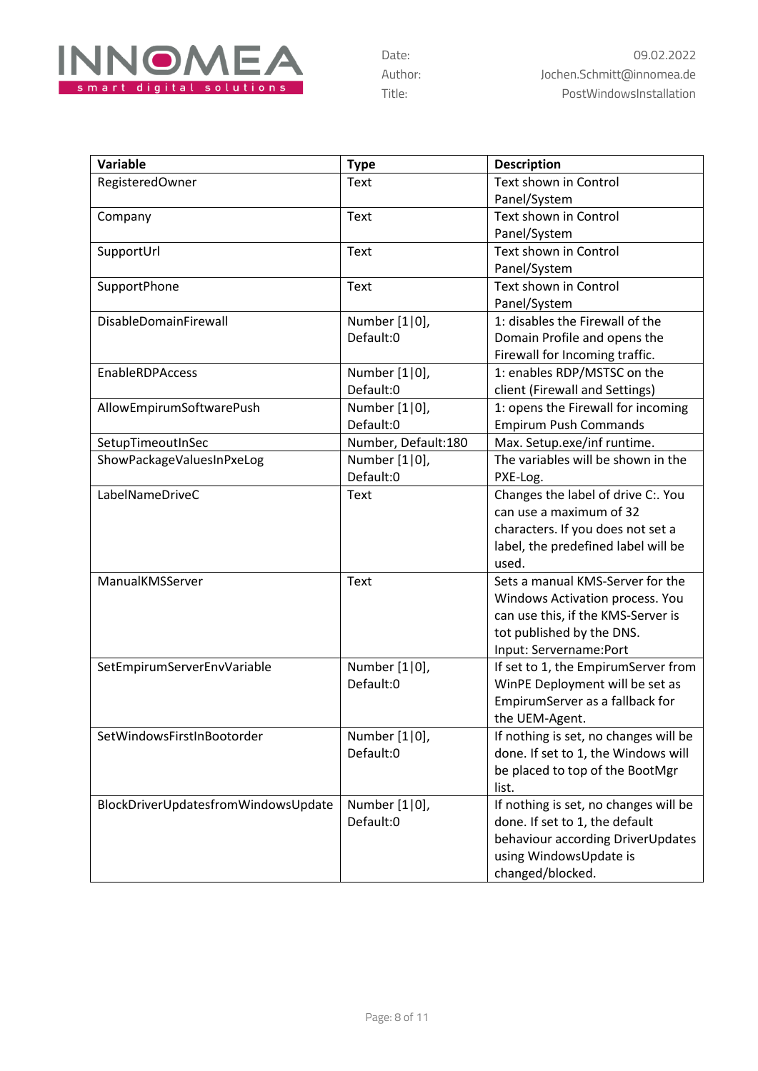| Variable | Type | Description |
| --- | --- | --- |
| RegisteredOwner | Text | Text shown in Control Panel/System |
| Company | Text | Text shown in Control Panel/System |
| SupportUrl | Text | Text shown in Control Panel/System |
| SupportPhone | Text | Text shown in Control Panel/System |
| DisableDomainFirewall | Number [1\|0], Default:0 | 1: disables the Firewall of the Domain Profile and opens the Firewall for Incoming traffic. |
| EnableRDPAccess | Number [1\|0], Default:0 | 1: enables RDP/MSTSC on the client (Firewall and Settings) |
| AllowEmpirumSoftwarePush | Number [1\|0], Default:0 | 1: opens the Firewall for incoming Empirum Push Commands |
| SetupTimeoutInSec | Number, Default:180 | Max. Setup.exe/inf runtime. |
| ShowPackageValuesInPxeLog | Number [1\|0], Default:0 | The variables will be shown in the PXE-Log. |
| LabelNameDriveC | Text | Changes the label of drive C:. You can use a maximum of 32 characters. If you does not set a label, the predefined label will be used. |
| ManualKMSServer | Text | Sets a manual KMS-Server for the Windows Activation process. You can use this, if the KMS-Server is tot published by the DNS. Input: Servername:Port |
| SetEmpirumServerEnvVariable | Number [1\|0], Default:0 | If set to 1, the EmpirumServer from WinPE Deployment will be set as EmpirumServer as a fallback for the UEM-Agent. |
| SetWindowsFirstInBootorder | Number [1\|0], Default:0 | If nothing is set, no changes will be done. If set to 1, the Windows will be placed to top of the BootMgr list. |
| BlockDriverUpdatesfromWindowsUpdate | Number [1\|0], Default:0 | If nothing is set, no changes will be done. If set to 1, the default behaviour according DriverUpdates using WindowsUpdate is changed/blocked. |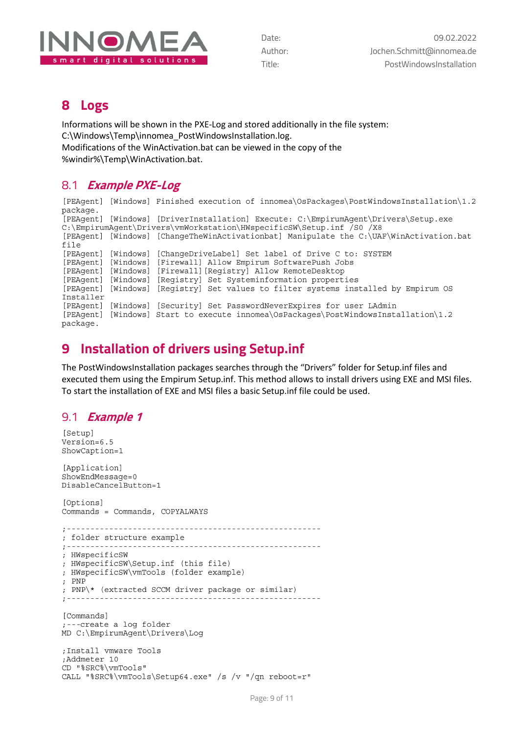# 8 Logs

Informations will be shown in the PXE-Log and stored additionally in the file system:
C:\Windows\Temp\innomea_PostWindowsInstallation.log.
Modifications of the WinActivation.bat can be viewed in the copy of the
%windir%\Temp\WinActivation.bat.

## 8.1 *Example PXE-Log*

```
[PEAgent] [Windows] Finished execution of innomea\OsPackages\PostWindowsInstallation\1.2
package.
[PEAgent] [Windows] [DriverInstallation] Execute: C:\EmpirumAgent\Drivers\Setup.exe
C:\EmpirumAgent\Drivers\vmWorkstation\HWspecificSW\Setup.inf /S0 /X8
[PEAgent] [Windows] [ChangeTheWinActivationbat] Manipulate the C:\UAF\WinActivation.bat
file
[PEAgent] [Windows] [ChangeDriveLabel] Set label of Drive C to: SYSTEM
[PEAgent] [Windows] [Firewall] Allow Empirum SoftwarePush Jobs
[PEAgent] [Windows] [Firewall][Registry] Allow RemoteDesktop
[PEAgent] [Windows] [Registry] Set Systeminformation properties
[PEAgent] [Windows] [Registry] Set values to filter systems installed by Empirum OS
Installer
[PEAgent] [Windows] [Security] Set PasswordNeverExpires for user LAdmin
[PEAgent] [Windows] Start to execute innomea\OsPackages\PostWindowsInstallation\1.2
package.
```

# 9 Installation of drivers using Setup.inf

The PostWindowsInstallation packages searches through the “Drivers” folder for Setup.inf files and executed them using the Empirum Setup.inf. This method allows to install drivers using EXE and MSI files. To start the installation of EXE and MSI files a basic Setup.inf file could be used.

## 9.1 *Example 1*

```
[Setup]
Version=6.5
ShowCaption=1

[Application]
ShowEndMessage=0
DisableCancelButton=1

[Options]
Commands = Commands, COPYALWAYS

;------------------------------------------------------
; folder structure example
;------------------------------------------------------
; HWspecificSW
; HWspecificSW\Setup.inf (this file)
; HWspecificSW\vmTools (folder example)
; PNP
; PNP\* (extracted SCCM driver package or similar)
;------------------------------------------------------

[Commands]
;---create a log folder
MD C:\EmpirumAgent\Drivers\Log

;Install vmware Tools
;Addmeter 10
CD "%SRC%\vmTools"
CALL "%SRC%\vmTools\Setup64.exe" /s /v "/qn reboot=r"
```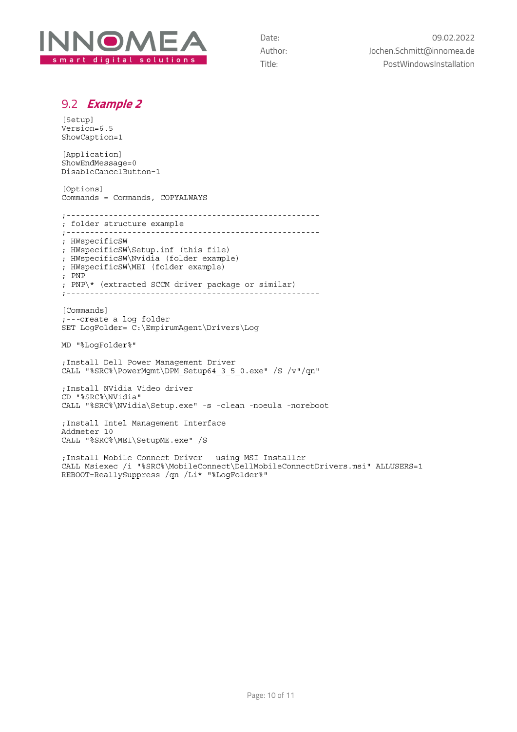## 9.2 *Example 2*

```
[Setup]
Version=6.5
ShowCaption=1

[Application]
ShowEndMessage=0
DisableCancelButton=1

[Options]
Commands = Commands, COPYALWAYS

;-----------------------------------------------------
; folder structure example
;-----------------------------------------------------
; HWspecificSW
; HWspecificSW\Setup.inf (this file)
; HWspecificSW\Nvidia (folder example)
; HWspecificSW\MEI (folder example)
; PNP
; PNP\* (extracted SCCM driver package or similar)
;-----------------------------------------------------

[Commands]
;---create a log folder
SET LogFolder= C:\EmpirumAgent\Drivers\Log

MD "%LogFolder%"

;Install Dell Power Management Driver
CALL "%SRC%\PowerMgmt\DPM_Setup64_3_5_0.exe" /S /v"/qn"

;Install NVidia Video driver
CD "%SRC%\NVidia"
CALL "%SRC%\NVidia\Setup.exe" -s -clean -noeula -noreboot

;Install Intel Management Interface
Addmeter 10
CALL "%SRC%\MEI\SetupME.exe" /S

;Install Mobile Connect Driver - using MSI Installer
CALL Msiexec /i "%SRC%\MobileConnect\DellMobileConnectDrivers.msi" ALLUSERS=1
REBOOT=ReallySuppress /qn /Li* "%LogFolder%"
```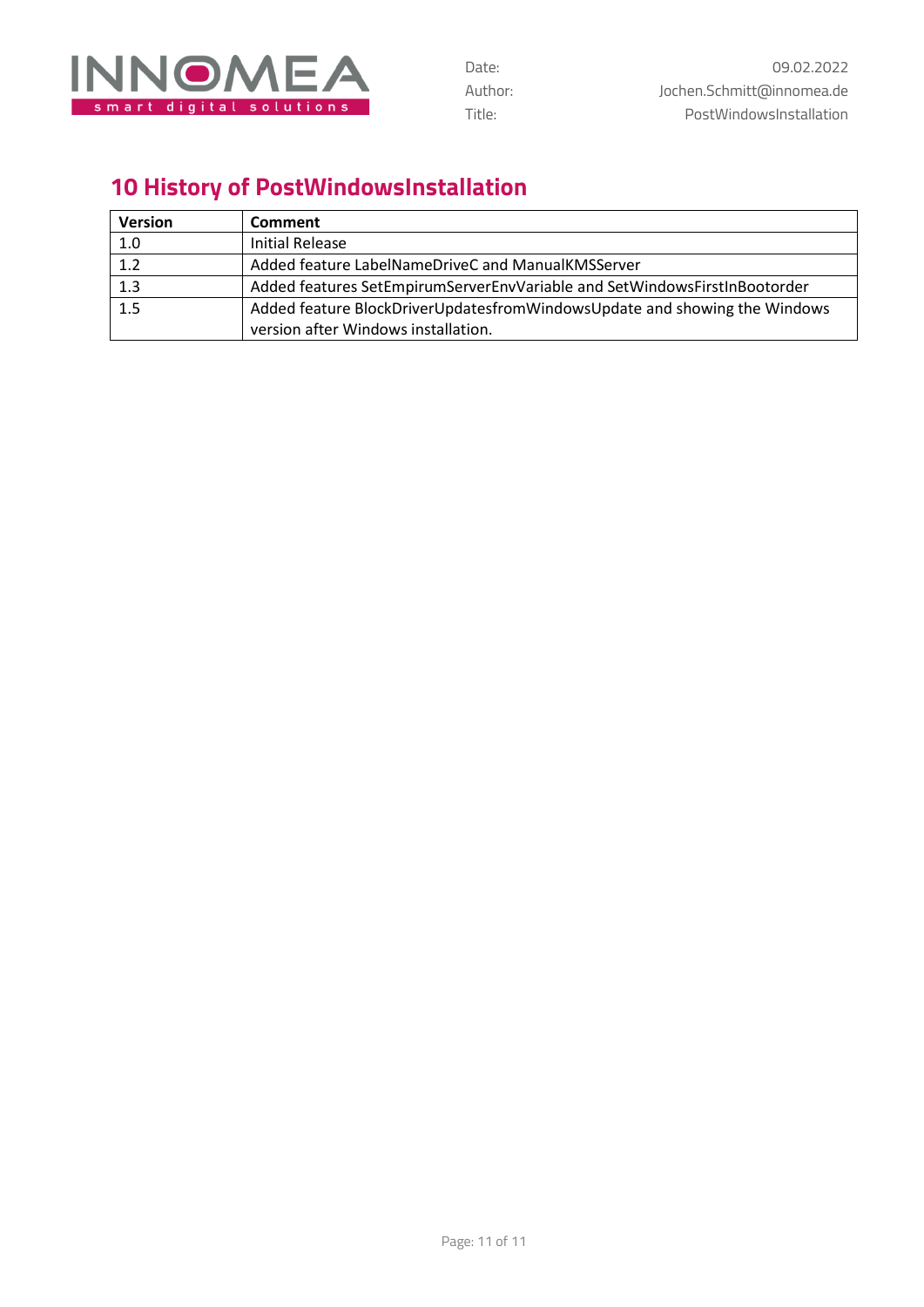# 10 History of PostWindowsInstallation

| Version | Comment |
| --- | --- |
| 1.0 | Initial Release |
| 1.2 | Added feature LabelNameDriveC and ManualKMSServer |
| 1.3 | Added features SetEmpirumServerEnvVariable and SetWindowsFirstInBootorder |
| 1.5 | Added feature BlockDriverUpdatesfromWindowsUpdate and showing the Windows version after Windows installation. |